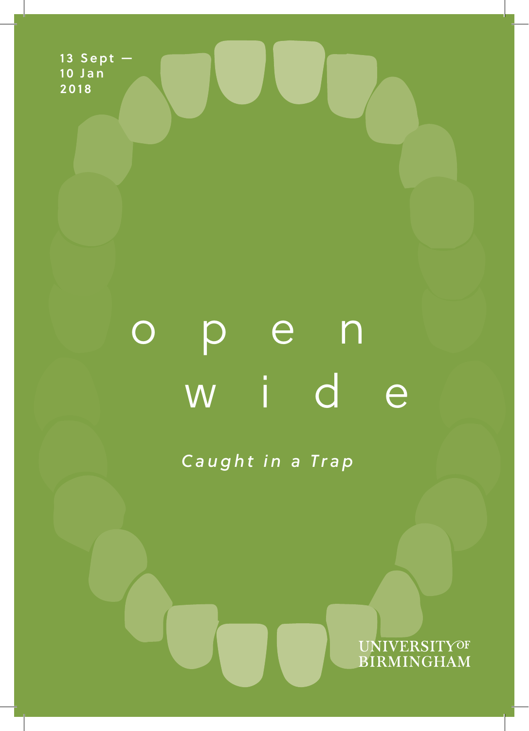13 Sept —
10 Jan
2018

# open wide

*Caught in a Trap*

UNIVERSITY OF BIRMINGHAM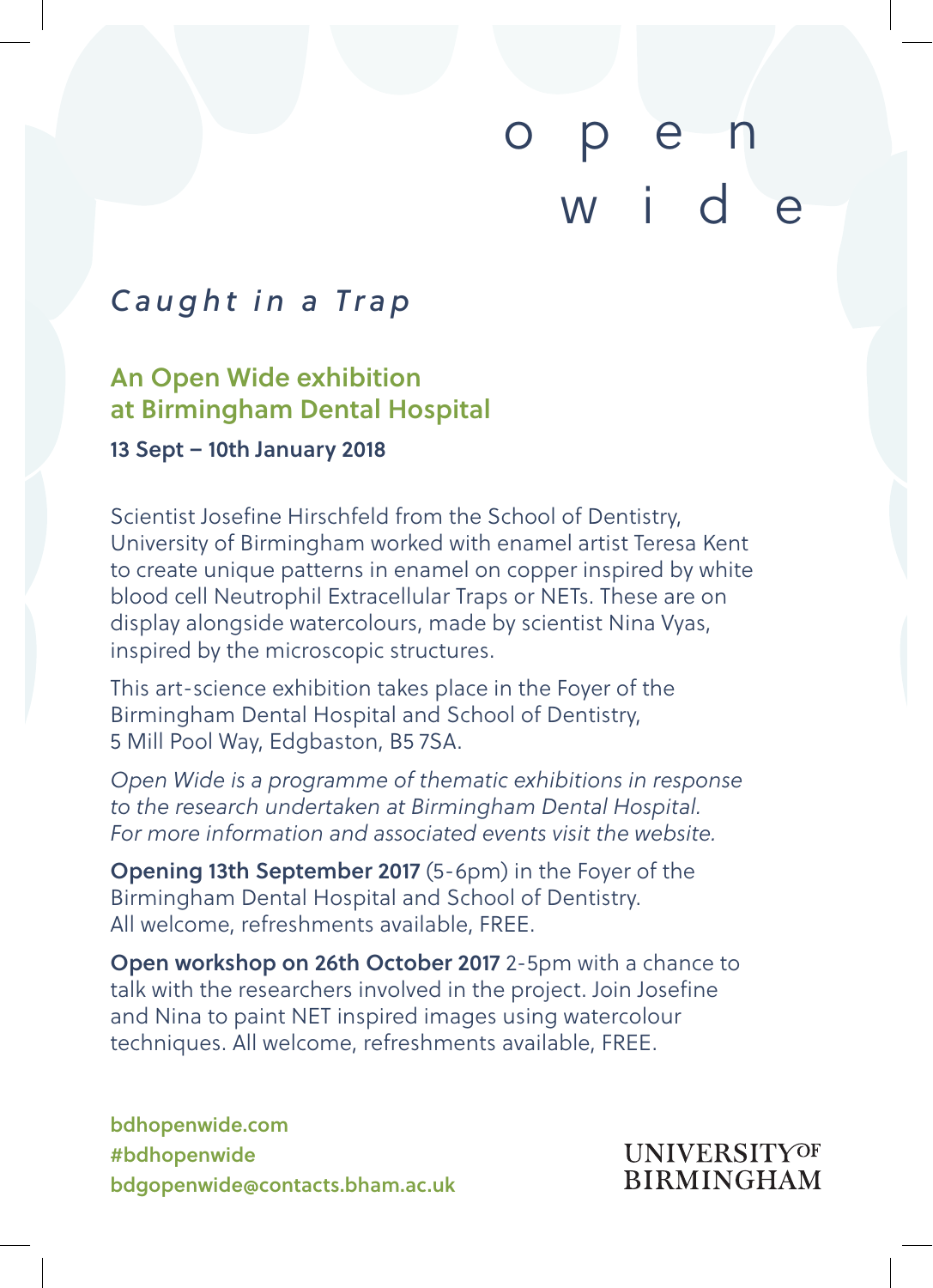# open wide

## *Caught in a Trap*

### An Open Wide exhibition at Birmingham Dental Hospital

**13 Sept – 10th January 2018**

Scientist Josefine Hirschfeld from the School of Dentistry, University of Birmingham worked with enamel artist Teresa Kent to create unique patterns in enamel on copper inspired by white blood cell Neutrophil Extracellular Traps or NETs. These are on display alongside watercolours, made by scientist Nina Vyas, inspired by the microscopic structures.

This art-science exhibition takes place in the Foyer of the Birmingham Dental Hospital and School of Dentistry, 5 Mill Pool Way, Edgbaston, B5 7SA.

*Open Wide is a programme of thematic exhibitions in response to the research undertaken at Birmingham Dental Hospital. For more information and associated events visit the website.*

**Opening 13th September 2017** (5-6pm) in the Foyer of the Birmingham Dental Hospital and School of Dentistry. All welcome, refreshments available, FREE.

**Open workshop on 26th October 2017** 2-5pm with a chance to talk with the researchers involved in the project. Join Josefine and Nina to paint NET inspired images using watercolour techniques. All welcome, refreshments available, FREE.

bdhopenwide.com
#bdhopenwide
bdgopenwide@contacts.bham.ac.uk

UNIVERSITY OF BIRMINGHAM